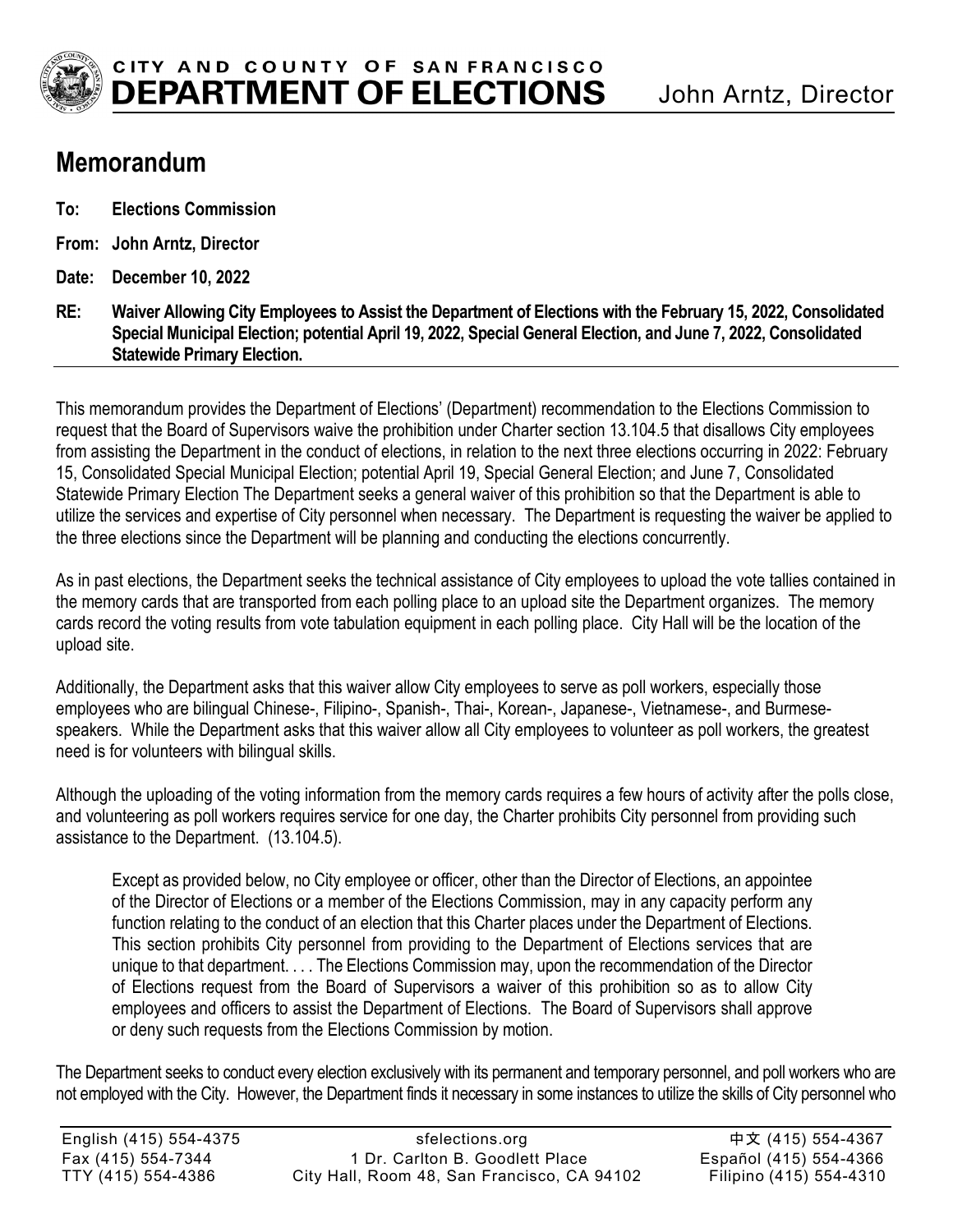**CITY AND COUNTY OF SAN FRANCISCO**
**DEPARTMENT OF ELECTIONS** John Arntz, Director

# Memorandum

**To: Elections Commission**

**From: John Arntz, Director**

**Date: December 10, 2022**

**RE: Waiver Allowing City Employees to Assist the Department of Elections with the February 15, 2022, Consolidated Special Municipal Election; potential April 19, 2022, Special General Election, and June 7, 2022, Consolidated Statewide Primary Election.**

---

This memorandum provides the Department of Elections' (Department) recommendation to the Elections Commission to request that the Board of Supervisors waive the prohibition under Charter section 13.104.5 that disallows City employees from assisting the Department in the conduct of elections, in relation to the next three elections occurring in 2022: February 15, Consolidated Special Municipal Election; potential April 19, Special General Election; and June 7, Consolidated Statewide Primary Election The Department seeks a general waiver of this prohibition so that the Department is able to utilize the services and expertise of City personnel when necessary. The Department is requesting the waiver be applied to the three elections since the Department will be planning and conducting the elections concurrently.

As in past elections, the Department seeks the technical assistance of City employees to upload the vote tallies contained in the memory cards that are transported from each polling place to an upload site the Department organizes. The memory cards record the voting results from vote tabulation equipment in each polling place. City Hall will be the location of the upload site.

Additionally, the Department asks that this waiver allow City employees to serve as poll workers, especially those employees who are bilingual Chinese-, Filipino-, Spanish-, Thai-, Korean-, Japanese-, Vietnamese-, and Burmese-speakers. While the Department asks that this waiver allow all City employees to volunteer as poll workers, the greatest need is for volunteers with bilingual skills.

Although the uploading of the voting information from the memory cards requires a few hours of activity after the polls close, and volunteering as poll workers requires service for one day, the Charter prohibits City personnel from providing such assistance to the Department. (13.104.5).

> Except as provided below, no City employee or officer, other than the Director of Elections, an appointee of the Director of Elections or a member of the Elections Commission, may in any capacity perform any function relating to the conduct of an election that this Charter places under the Department of Elections. This section prohibits City personnel from providing to the Department of Elections services that are unique to that department. . . . The Elections Commission may, upon the recommendation of the Director of Elections request from the Board of Supervisors a waiver of this prohibition so as to allow City employees and officers to assist the Department of Elections. The Board of Supervisors shall approve or deny such requests from the Elections Commission by motion.

The Department seeks to conduct every election exclusively with its permanent and temporary personnel, and poll workers who are not employed with the City. However, the Department finds it necessary in some instances to utilize the skills of City personnel who

---

English (415) 554-4375 | Fax (415) 554-7344 | TTY (415) 554-4386
sfelections.org | 1 Dr. Carlton B. Goodlett Place | City Hall, Room 48, San Francisco, CA 94102
中文 (415) 554-4367 | Español (415) 554-4366 | Filipino (415) 554-4310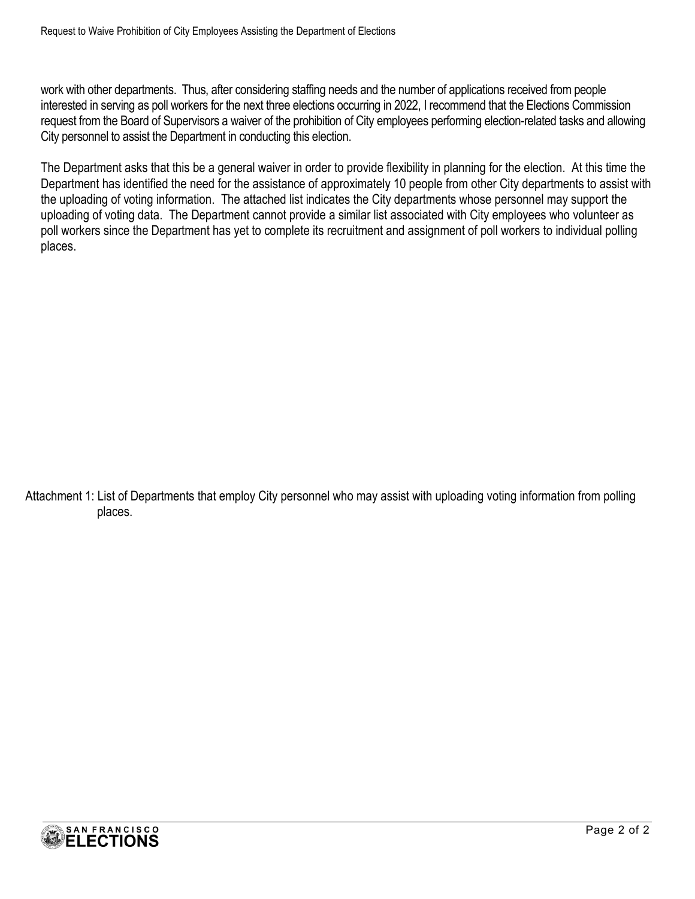work with other departments. Thus, after considering staffing needs and the number of applications received from people interested in serving as poll workers for the next three elections occurring in 2022, I recommend that the Elections Commission request from the Board of Supervisors a waiver of the prohibition of City employees performing election-related tasks and allowing City personnel to assist the Department in conducting this election.

The Department asks that this be a general waiver in order to provide flexibility in planning for the election. At this time the Department has identified the need for the assistance of approximately 10 people from other City departments to assist with the uploading of voting information. The attached list indicates the City departments whose personnel may support the uploading of voting data. The Department cannot provide a similar list associated with City employees who volunteer as poll workers since the Department has yet to complete its recruitment and assignment of poll workers to individual polling places.

Attachment 1: List of Departments that employ City personnel who may assist with uploading voting information from polling places.